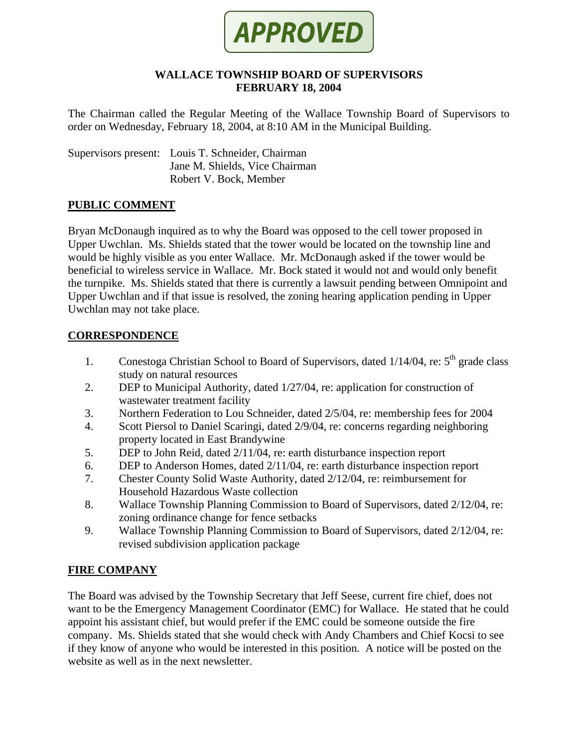**APPROVED**

# WALLACE TOWNSHIP BOARD OF SUPERVISORS
## FEBRUARY 18, 2004

The Chairman called the Regular Meeting of the Wallace Township Board of Supervisors to order on Wednesday, February 18, 2004, at 8:10 AM in the Municipal Building.

Supervisors present: Louis T. Schneider, Chairman
Jane M. Shields, Vice Chairman
Robert V. Bock, Member

## PUBLIC COMMENT

Bryan McDonaugh inquired as to why the Board was opposed to the cell tower proposed in Upper Uwchlan. Ms. Shields stated that the tower would be located on the township line and would be highly visible as you enter Wallace. Mr. McDonaugh asked if the tower would be beneficial to wireless service in Wallace. Mr. Bock stated it would not and would only benefit the turnpike. Ms. Shields stated that there is currently a lawsuit pending between Omnipoint and Upper Uwchlan and if that issue is resolved, the zoning hearing application pending in Upper Uwchlan may not take place.

## CORRESPONDENCE

1. Conestoga Christian School to Board of Supervisors, dated 1/14/04, re: 5th grade class study on natural resources
2. DEP to Municipal Authority, dated 1/27/04, re: application for construction of wastewater treatment facility
3. Northern Federation to Lou Schneider, dated 2/5/04, re: membership fees for 2004
4. Scott Piersol to Daniel Scaringi, dated 2/9/04, re: concerns regarding neighboring property located in East Brandywine
5. DEP to John Reid, dated 2/11/04, re: earth disturbance inspection report
6. DEP to Anderson Homes, dated 2/11/04, re: earth disturbance inspection report
7. Chester County Solid Waste Authority, dated 2/12/04, re: reimbursement for Household Hazardous Waste collection
8. Wallace Township Planning Commission to Board of Supervisors, dated 2/12/04, re: zoning ordinance change for fence setbacks
9. Wallace Township Planning Commission to Board of Supervisors, dated 2/12/04, re: revised subdivision application package

## FIRE COMPANY

The Board was advised by the Township Secretary that Jeff Seese, current fire chief, does not want to be the Emergency Management Coordinator (EMC) for Wallace. He stated that he could appoint his assistant chief, but would prefer if the EMC could be someone outside the fire company. Ms. Shields stated that she would check with Andy Chambers and Chief Kocsi to see if they know of anyone who would be interested in this position. A notice will be posted on the website as well as in the next newsletter.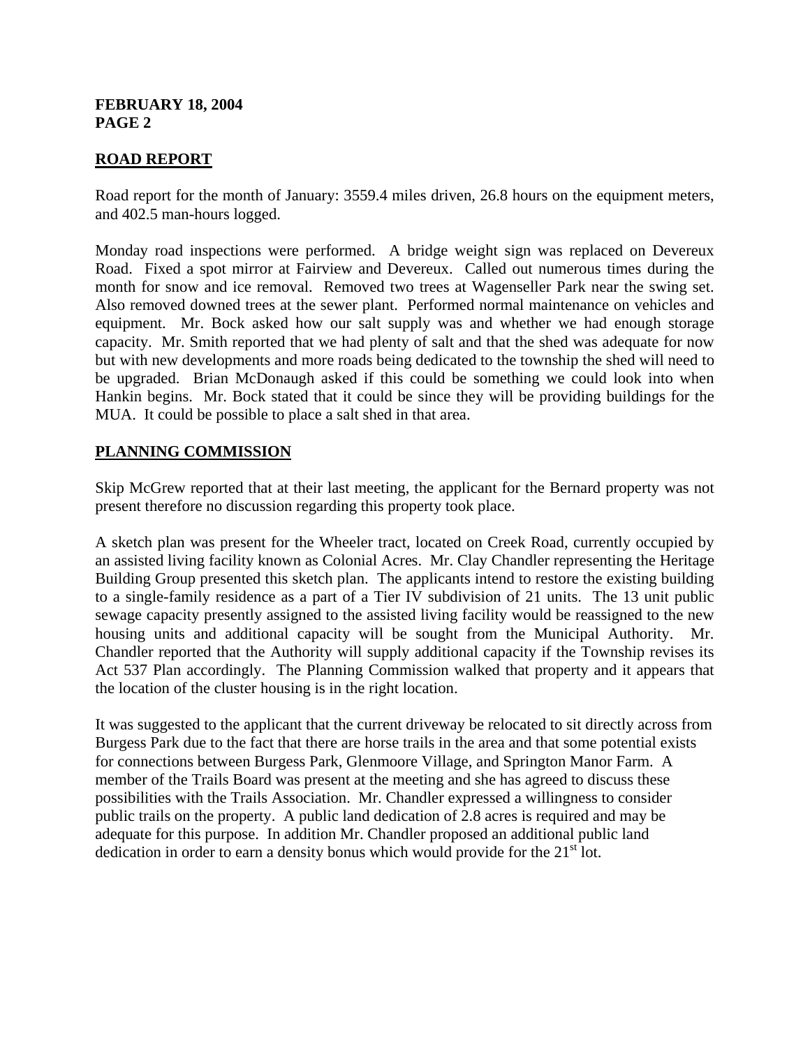## ROAD REPORT

Road report for the month of January: 3559.4 miles driven, 26.8 hours on the equipment meters, and 402.5 man-hours logged.

Monday road inspections were performed. A bridge weight sign was replaced on Devereux Road. Fixed a spot mirror at Fairview and Devereux. Called out numerous times during the month for snow and ice removal. Removed two trees at Wagenseller Park near the swing set. Also removed downed trees at the sewer plant. Performed normal maintenance on vehicles and equipment. Mr. Bock asked how our salt supply was and whether we had enough storage capacity. Mr. Smith reported that we had plenty of salt and that the shed was adequate for now but with new developments and more roads being dedicated to the township the shed will need to be upgraded. Brian McDonaugh asked if this could be something we could look into when Hankin begins. Mr. Bock stated that it could be since they will be providing buildings for the MUA. It could be possible to place a salt shed in that area.

## PLANNING COMMISSION

Skip McGrew reported that at their last meeting, the applicant for the Bernard property was not present therefore no discussion regarding this property took place.

A sketch plan was present for the Wheeler tract, located on Creek Road, currently occupied by an assisted living facility known as Colonial Acres. Mr. Clay Chandler representing the Heritage Building Group presented this sketch plan. The applicants intend to restore the existing building to a single-family residence as a part of a Tier IV subdivision of 21 units. The 13 unit public sewage capacity presently assigned to the assisted living facility would be reassigned to the new housing units and additional capacity will be sought from the Municipal Authority. Mr. Chandler reported that the Authority will supply additional capacity if the Township revises its Act 537 Plan accordingly. The Planning Commission walked that property and it appears that the location of the cluster housing is in the right location.

It was suggested to the applicant that the current driveway be relocated to sit directly across from Burgess Park due to the fact that there are horse trails in the area and that some potential exists for connections between Burgess Park, Glenmoore Village, and Springton Manor Farm. A member of the Trails Board was present at the meeting and she has agreed to discuss these possibilities with the Trails Association. Mr. Chandler expressed a willingness to consider public trails on the property. A public land dedication of 2.8 acres is required and may be adequate for this purpose. In addition Mr. Chandler proposed an additional public land dedication in order to earn a density bonus which would provide for the 21st lot.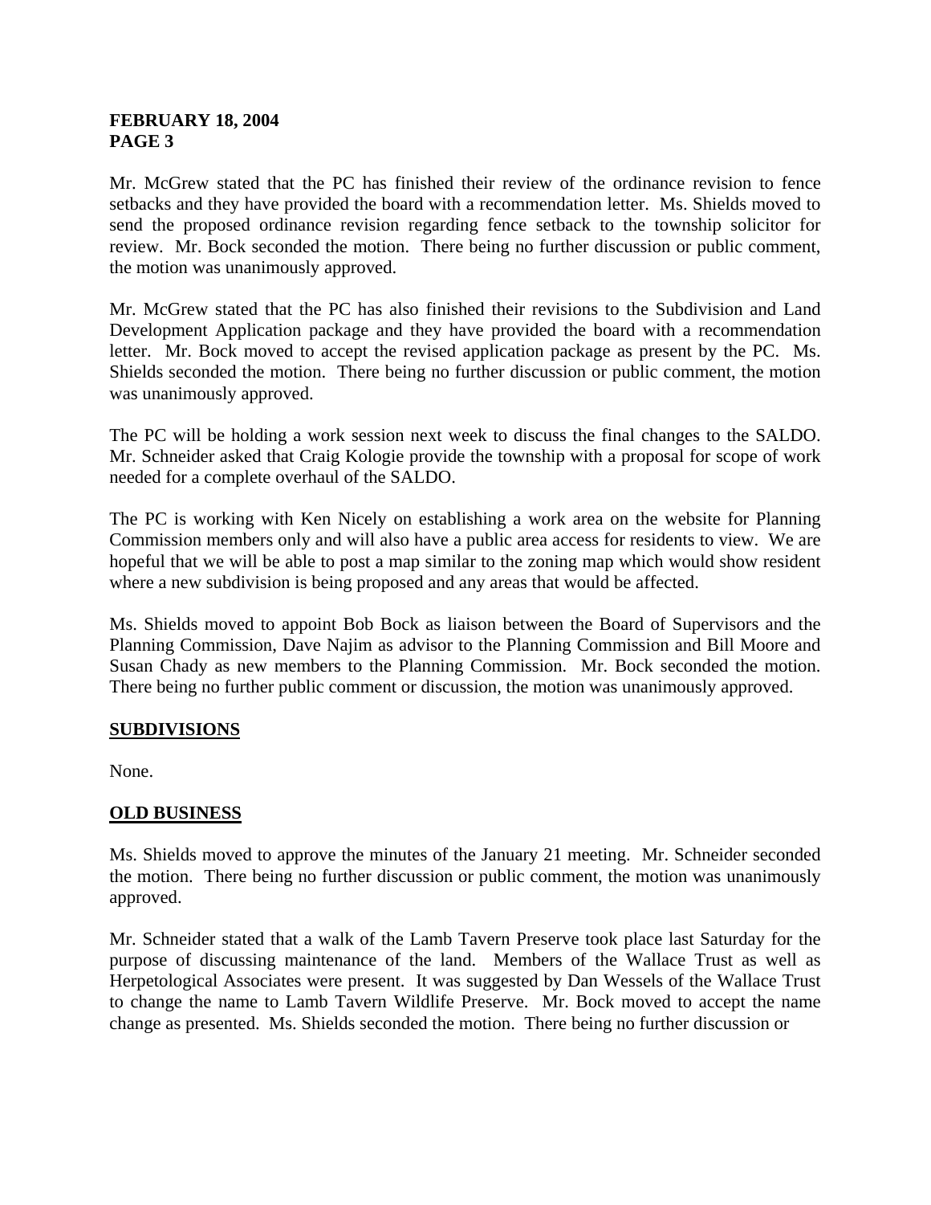Mr. McGrew stated that the PC has finished their review of the ordinance revision to fence setbacks and they have provided the board with a recommendation letter. Ms. Shields moved to send the proposed ordinance revision regarding fence setback to the township solicitor for review. Mr. Bock seconded the motion. There being no further discussion or public comment, the motion was unanimously approved.

Mr. McGrew stated that the PC has also finished their revisions to the Subdivision and Land Development Application package and they have provided the board with a recommendation letter. Mr. Bock moved to accept the revised application package as present by the PC. Ms. Shields seconded the motion. There being no further discussion or public comment, the motion was unanimously approved.

The PC will be holding a work session next week to discuss the final changes to the SALDO. Mr. Schneider asked that Craig Kologie provide the township with a proposal for scope of work needed for a complete overhaul of the SALDO.

The PC is working with Ken Nicely on establishing a work area on the website for Planning Commission members only and will also have a public area access for residents to view. We are hopeful that we will be able to post a map similar to the zoning map which would show resident where a new subdivision is being proposed and any areas that would be affected.

Ms. Shields moved to appoint Bob Bock as liaison between the Board of Supervisors and the Planning Commission, Dave Najim as advisor to the Planning Commission and Bill Moore and Susan Chady as new members to the Planning Commission. Mr. Bock seconded the motion. There being no further public comment or discussion, the motion was unanimously approved.

## SUBDIVISIONS

None.

## OLD BUSINESS

Ms. Shields moved to approve the minutes of the January 21 meeting. Mr. Schneider seconded the motion. There being no further discussion or public comment, the motion was unanimously approved.

Mr. Schneider stated that a walk of the Lamb Tavern Preserve took place last Saturday for the purpose of discussing maintenance of the land. Members of the Wallace Trust as well as Herpetological Associates were present. It was suggested by Dan Wessels of the Wallace Trust to change the name to Lamb Tavern Wildlife Preserve. Mr. Bock moved to accept the name change as presented. Ms. Shields seconded the motion. There being no further discussion or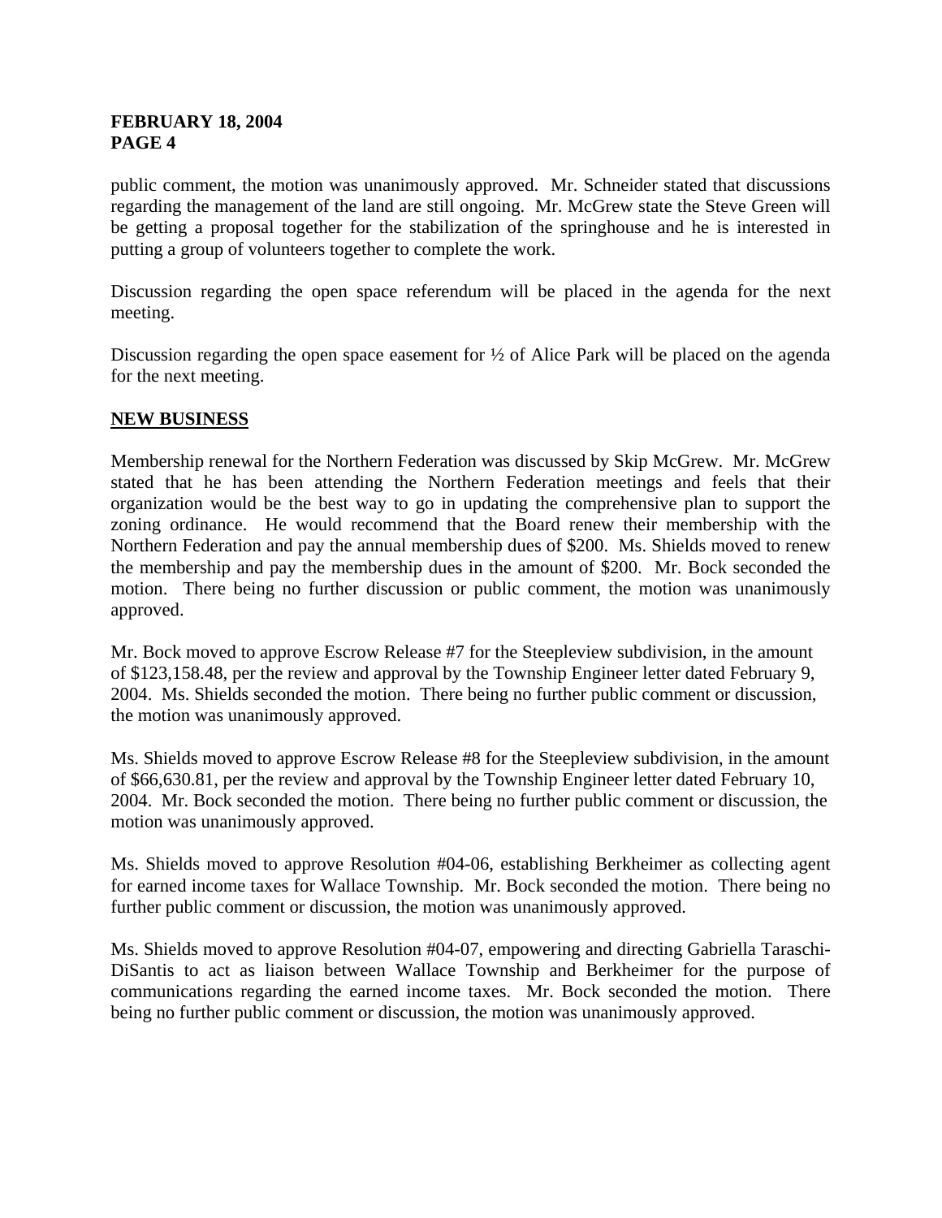public comment, the motion was unanimously approved. Mr. Schneider stated that discussions regarding the management of the land are still ongoing. Mr. McGrew state the Steve Green will be getting a proposal together for the stabilization of the springhouse and he is interested in putting a group of volunteers together to complete the work.

Discussion regarding the open space referendum will be placed in the agenda for the next meeting.

Discussion regarding the open space easement for ½ of Alice Park will be placed on the agenda for the next meeting.

## NEW BUSINESS

Membership renewal for the Northern Federation was discussed by Skip McGrew. Mr. McGrew stated that he has been attending the Northern Federation meetings and feels that their organization would be the best way to go in updating the comprehensive plan to support the zoning ordinance. He would recommend that the Board renew their membership with the Northern Federation and pay the annual membership dues of $200. Ms. Shields moved to renew the membership and pay the membership dues in the amount of $200. Mr. Bock seconded the motion. There being no further discussion or public comment, the motion was unanimously approved.

Mr. Bock moved to approve Escrow Release #7 for the Steepleview subdivision, in the amount of $123,158.48, per the review and approval by the Township Engineer letter dated February 9, 2004. Ms. Shields seconded the motion. There being no further public comment or discussion, the motion was unanimously approved.

Ms. Shields moved to approve Escrow Release #8 for the Steepleview subdivision, in the amount of $66,630.81, per the review and approval by the Township Engineer letter dated February 10, 2004. Mr. Bock seconded the motion. There being no further public comment or discussion, the motion was unanimously approved.

Ms. Shields moved to approve Resolution #04-06, establishing Berkheimer as collecting agent for earned income taxes for Wallace Township. Mr. Bock seconded the motion. There being no further public comment or discussion, the motion was unanimously approved.

Ms. Shields moved to approve Resolution #04-07, empowering and directing Gabriella Taraschi-DiSantis to act as liaison between Wallace Township and Berkheimer for the purpose of communications regarding the earned income taxes. Mr. Bock seconded the motion. There being no further public comment or discussion, the motion was unanimously approved.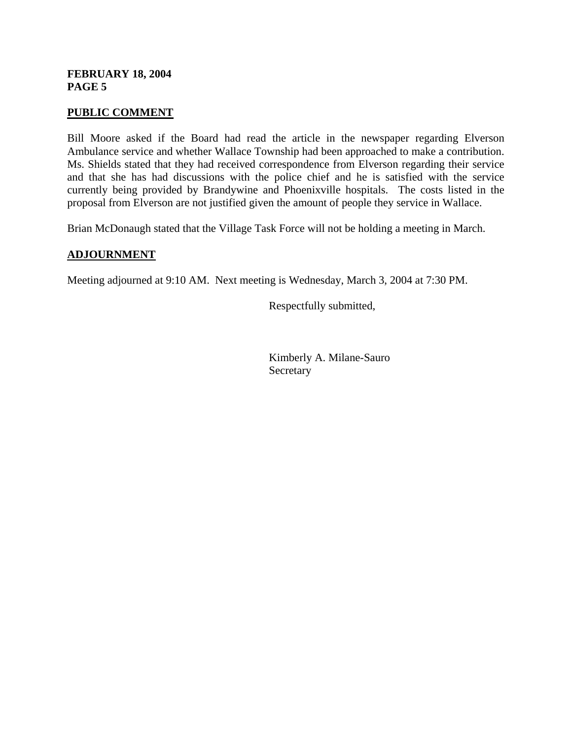## PUBLIC COMMENT

Bill Moore asked if the Board had read the article in the newspaper regarding Elverson Ambulance service and whether Wallace Township had been approached to make a contribution. Ms. Shields stated that they had received correspondence from Elverson regarding their service and that she has had discussions with the police chief and he is satisfied with the service currently being provided by Brandywine and Phoenixville hospitals. The costs listed in the proposal from Elverson are not justified given the amount of people they service in Wallace.

Brian McDonaugh stated that the Village Task Force will not be holding a meeting in March.

## ADJOURNMENT

Meeting adjourned at 9:10 AM. Next meeting is Wednesday, March 3, 2004 at 7:30 PM.

Respectfully submitted,

Kimberly A. Milane-Sauro
Secretary